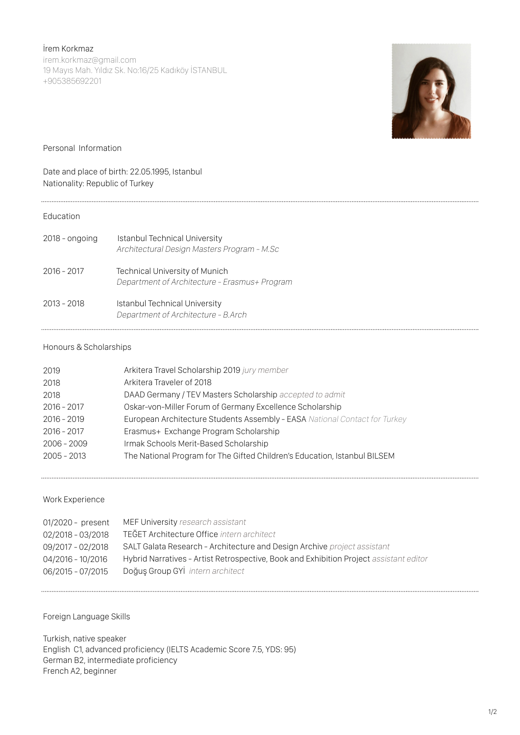İrem Korkmaz
irem.korkmaz@gmail.com
19 Mayıs Mah. Yıldız Sk. No:16/25 Kadıköy İSTANBUL
+905385692201

## Personal Information

Date and place of birth: 22.05.1995, Istanbul
Nationality: Republic of Turkey

## Education

| | |
|---|---|
| 2018 - ongoing | Istanbul Technical University<br>*Architectural Design Masters Program - M.Sc* |
| 2016 - 2017 | Technical University of Munich<br>*Department of Architecture - Erasmus+ Program* |
| 2013 - 2018 | Istanbul Technical University<br>*Department of Architecture - B.Arch* |

## Honours & Scholarships

| | |
|---|---|
| 2019 | Arkitera Travel Scholarship 2019 *jury member* |
| 2018 | Arkitera Traveler of 2018 |
| 2018 | DAAD Germany / TEV Masters Scholarship *accepted to admit* |
| 2016 - 2017 | Oskar-von-Miller Forum of Germany Excellence Scholarship |
| 2016 - 2019 | European Architecture Students Assembly - EASA *National Contact for Turkey* |
| 2016 - 2017 | Erasmus+ Exchange Program Scholarship |
| 2006 - 2009 | Irmak Schools Merit-Based Scholarship |
| 2005 - 2013 | The National Program for The Gifted Children's Education, Istanbul BILSEM |

## Work Experience

| | |
|---|---|
| 01/2020 - present | MEF University *research assistant* |
| 02/2018 - 03/2018 | TEĞET Architecture Office *intern architect* |
| 09/2017 - 02/2018 | SALT Galata Research - Architecture and Design Archive *project assistant* |
| 04/2016 - 10/2016 | Hybrid Narratives - Artist Retrospective, Book and Exhibition Project *assistant editor* |
| 06/2015 - 07/2015 | Doğuş Group GYİ *intern architect* |

## Foreign Language Skills

Turkish, native speaker
English C1, advanced proficiency (IELTS Academic Score 7.5, YDS: 95)
German B2, intermediate proficiency
French A2, beginner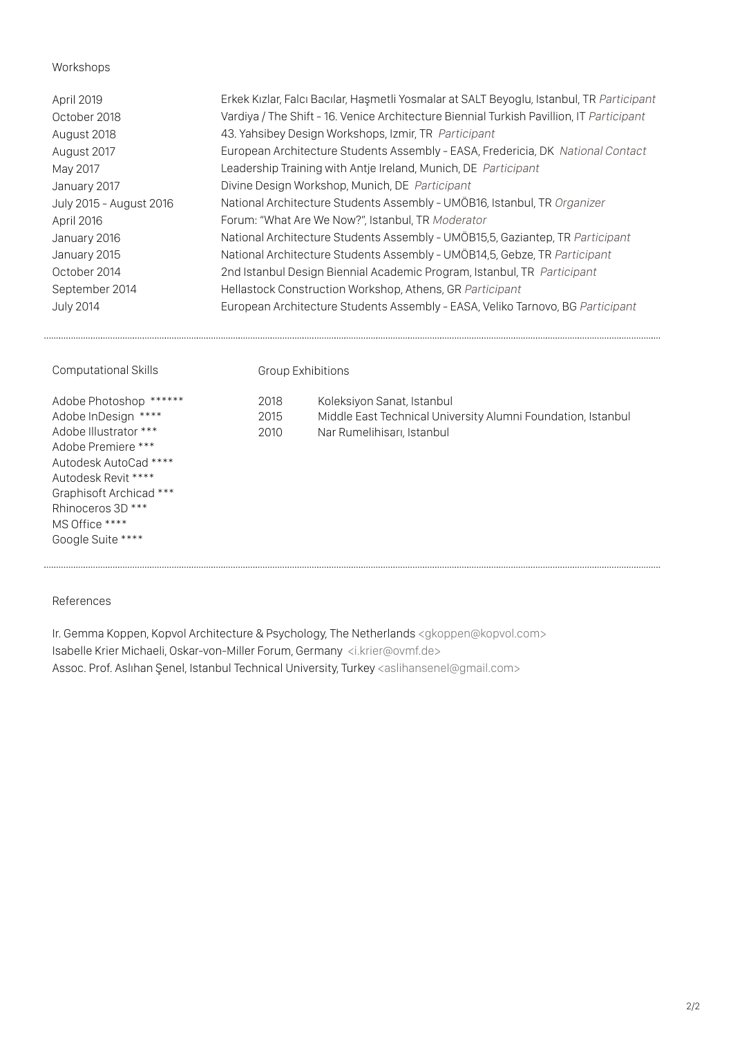## Workshops

| | |
|---|---|
| April 2019 | Erkek Kızlar, Falcı Bacılar, Haşmetli Yosmalar at SALT Beyoglu, Istanbul, TR *Participant* |
| October 2018 | Vardiya / The Shift - 16. Venice Architecture Biennial Turkish Pavillion, IT *Participant* |
| August 2018 | 43. Yahsibey Design Workshops, Izmir, TR *Participant* |
| August 2017 | European Architecture Students Assembly - EASA, Fredericia, DK *National Contact* |
| May 2017 | Leadership Training with Antje Ireland, Munich, DE *Participant* |
| January 2017 | Divine Design Workshop, Munich, DE *Participant* |
| July 2015 - August 2016 | National Architecture Students Assembly - UMÖB16, Istanbul, TR *Organizer* |
| April 2016 | Forum: "What Are We Now?", Istanbul, TR *Moderator* |
| January 2016 | National Architecture Students Assembly - UMÖB15,5, Gaziantep, TR *Participant* |
| January 2015 | National Architecture Students Assembly - UMÖB14,5, Gebze, TR *Participant* |
| October 2014 | 2nd Istanbul Design Biennial Academic Program, Istanbul, TR *Participant* |
| September 2014 | Hellastock Construction Workshop, Athens, GR *Participant* |
| July 2014 | European Architecture Students Assembly - EASA, Veliko Tarnovo, BG *Participant* |

## Computational Skills

Adobe Photoshop ******
Adobe InDesign ****
Adobe Illustrator ***
Adobe Premiere ***
Autodesk AutoCad ****
Autodesk Revit ****
Graphisoft Archicad ***
Rhinoceros 3D ***
MS Office ****
Google Suite ****

## Group Exhibitions

| | |
|---|---|
| 2018 | Koleksiyon Sanat, Istanbul |
| 2015 | Middle East Technical University Alumni Foundation, Istanbul |
| 2010 | Nar Rumelihisarı, Istanbul |

## References

Ir. Gemma Koppen, Kopvol Architecture & Psychology, The Netherlands <gkoppen@kopvol.com>
Isabelle Krier Michaeli, Oskar-von-Miller Forum, Germany <i.krier@ovmf.de>
Assoc. Prof. Aslıhan Şenel, Istanbul Technical University, Turkey <aslihansenel@gmail.com>